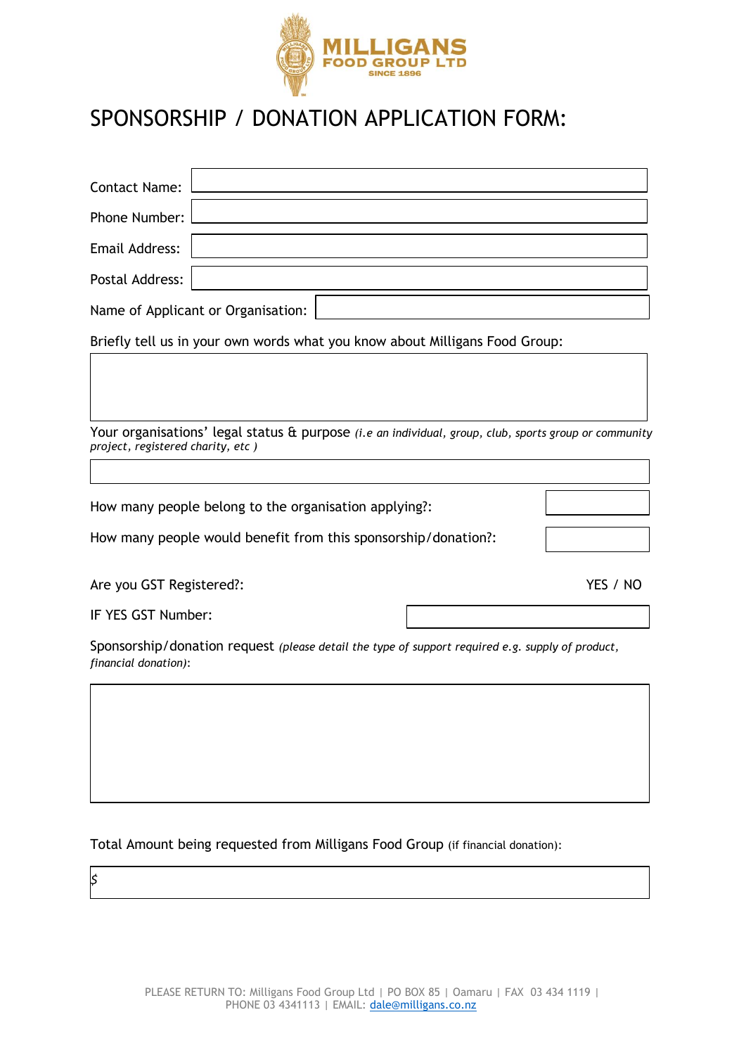MILLIGANS FOOD GROUP LTD
SINCE 1896

# SPONSORSHIP / DONATION APPLICATION FORM:

Contact Name:

Phone Number:

Email Address:

Postal Address:

Name of Applicant or Organisation:

Briefly tell us in your own words what you know about Milligans Food Group:

Your organisations' legal status & purpose *(i.e an individual, group, club, sports group or community project, registered charity, etc )*

How many people belong to the organisation applying?:

How many people would benefit from this sponsorship/donation?:

Are you GST Registered?: YES / NO

IF YES GST Number:

Sponsorship/donation request *(please detail the type of support required e.g. supply of product, financial donation)*:

Total Amount being requested from Milligans Food Group (if financial donation):

*$*

PLEASE RETURN TO: Milligans Food Group Ltd | PO BOX 85 | Oamaru | FAX 03 434 1119 | PHONE 03 4341113 | EMAIL: dale@milligans.co.nz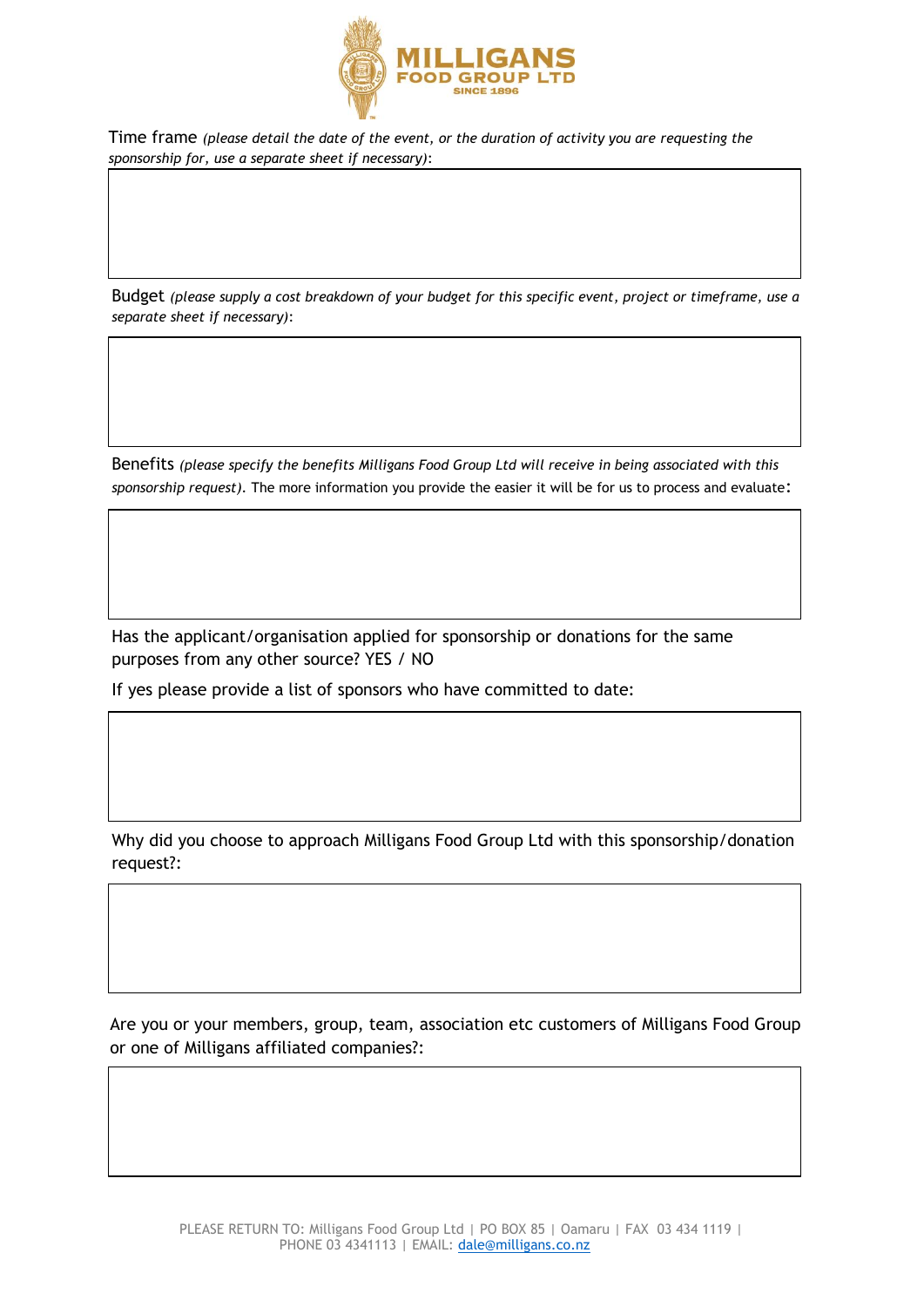Time frame *(please detail the date of the event, or the duration of activity you are requesting the sponsorship for, use a separate sheet if necessary)*:

Budget *(please supply a cost breakdown of your budget for this specific event, project or timeframe, use a separate sheet if necessary)*:

Benefits *(please specify the benefits Milligans Food Group Ltd will receive in being associated with this sponsorship request)*. The more information you provide the easier it will be for us to process and evaluate:

Has the applicant/organisation applied for sponsorship or donations for the same purposes from any other source? YES / NO

If yes please provide a list of sponsors who have committed to date:

Why did you choose to approach Milligans Food Group Ltd with this sponsorship/donation request?:

Are you or your members, group, team, association etc customers of Milligans Food Group or one of Milligans affiliated companies?:

PLEASE RETURN TO: Milligans Food Group Ltd | PO BOX 85 | Oamaru | FAX 03 434 1119 | PHONE 03 4341113 | EMAIL: dale@milligans.co.nz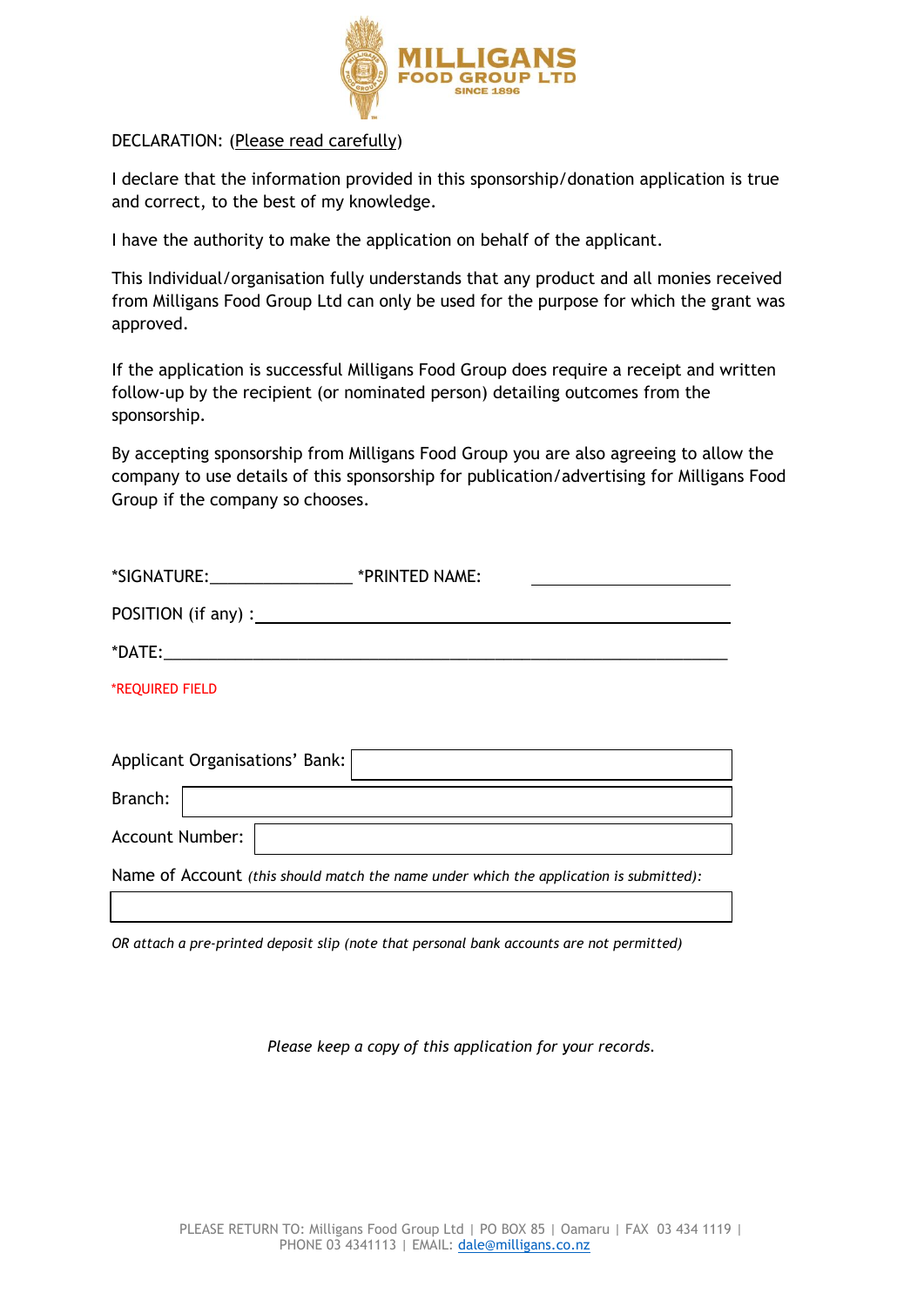DECLARATION: (Please read carefully)

I declare that the information provided in this sponsorship/donation application is true and correct, to the best of my knowledge.

I have the authority to make the application on behalf of the applicant.

This Individual/organisation fully understands that any product and all monies received from Milligans Food Group Ltd can only be used for the purpose for which the grant was approved.

If the application is successful Milligans Food Group does require a receipt and written follow-up by the recipient (or nominated person) detailing outcomes from the sponsorship.

By accepting sponsorship from Milligans Food Group you are also agreeing to allow the company to use details of this sponsorship for publication/advertising for Milligans Food Group if the company so chooses.

*SIGNATURE:________________ *PRINTED NAME: ______________________

POSITION (if any) : ________________________________________________

*DATE: ________________________________________________________

*REQUIRED FIELD

Applicant Organisations' Bank: ____________________

Branch: ____________________

Account Number: ____________________

Name of Account *(this should match the name under which the application is submitted)*:

____________________

*OR attach a pre-printed deposit slip (note that personal bank accounts are not permitted)*

*Please keep a copy of this application for your records.*

PLEASE RETURN TO: Milligans Food Group Ltd | PO BOX 85 | Oamaru | FAX 03 434 1119 | PHONE 03 4341113 | EMAIL: dale@milligans.co.nz